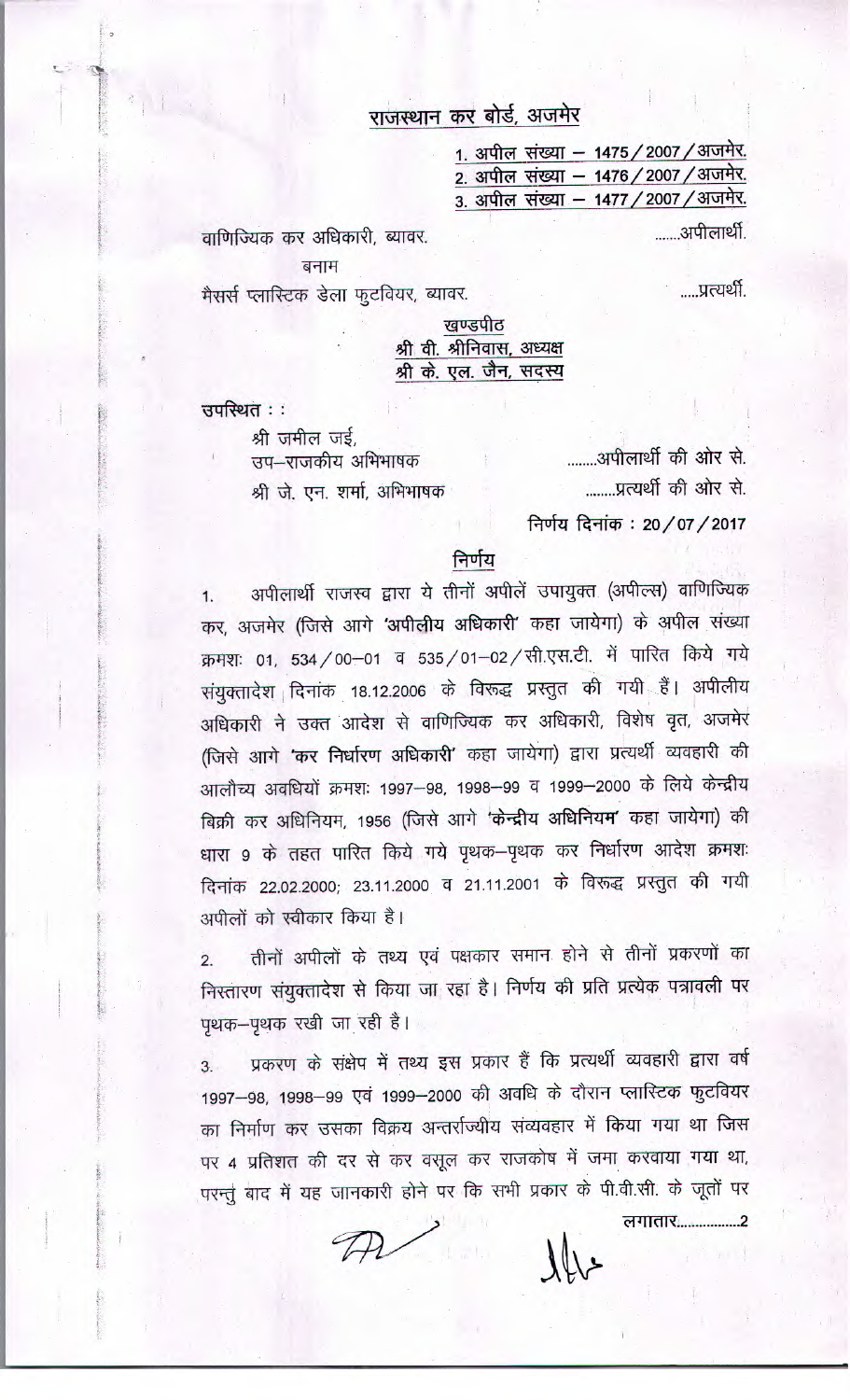# राजस्थान कर बोर्ड, अजमेर

1. अपील संख्या – 1475 / 2007 / अजमेर.
2. अपील संख्या – 1476 / 2007 / अजमेर.
3. अपील संख्या – 1477 / 2007 / अजमेर.

वाणिज्यिक कर अधिकारी, ब्यावर. .......अपीलार्थी.

बनाम

मैसर्स प्लास्टिक डेला फुटवियर, ब्यावर. .....प्रत्यर्थी.

**खण्डपीठ**
**श्री वी. श्रीनिवास, अध्यक्ष**
**श्री के. एल. जैन, सदस्य**

उपस्थित : :

श्री जमील जई,
उप–राजकीय अभिभाषक ........अपीलार्थी की ओर से.
श्री जे. एन. शर्मा, अभिभाषक ........प्रत्यर्थी की ओर से.

निर्णय दिनांक : 20 / 07 / 2017

## निर्णय

1. अपीलार्थी राजस्व द्वारा ये तीनों अपीलें उपायुक्त (अपील्स) वाणिज्यिक कर, अजमेर (जिसे आगे **'अपीलीय अधिकारी'** कहा जायेगा) के अपील संख्या क्रमशः 01, 534/00–01 व 535/01–02/सी.एस.टी. में पारित किये गये संयुक्तादेश दिनांक 18.12.2006 के विरूद्ध प्रस्तुत की गयी हैं। अपीलीय अधिकारी ने उक्त आदेश से वाणिज्यिक कर अधिकारी, विशेष वृत, अजमेर (जिसे आगे **'कर निर्धारण अधिकारी'** कहा जायेगा) द्वारा प्रत्यर्थी व्यवहारी की आलौच्य अवधियों क्रमशः 1997–98, 1998–99 व 1999–2000 के लिये केन्द्रीय बिक्री कर अधिनियम, 1956 (जिसे आगे **'केन्द्रीय अधिनियम'** कहा जायेगा) की धारा 9 के तहत पारित किये गये पृथक–पृथक कर निर्धारण आदेश क्रमशः दिनांक 22.02.2000; 23.11.2000 व 21.11.2001 के विरूद्ध प्रस्तुत की गयी अपीलों को स्वीकार किया है।

2. तीनों अपीलों के तथ्य एवं पक्षकार समान होने से तीनों प्रकरणों का निस्तारण संयुक्तादेश से किया जा रहा है। निर्णय की प्रति प्रत्येक पत्रावली पर पृथक–पृथक रखी जा रही है।

3. प्रकरण के संक्षेप में तथ्य इस प्रकार हैं कि प्रत्यर्थी व्यवहारी द्वारा वर्ष 1997–98, 1998–99 एवं 1999–2000 की अवधि के दौरान प्लास्टिक फुटवियर का निर्माण कर उसका विक्रय अन्तर्राज्यीय संव्यवहार में किया गया था जिस पर 4 प्रतिशत की दर से कर वसूल कर राजकोष में जमा करवाया गया था, परन्तु बाद में यह जानकारी होने पर कि सभी प्रकार के पी.वी.सी. के जूतों पर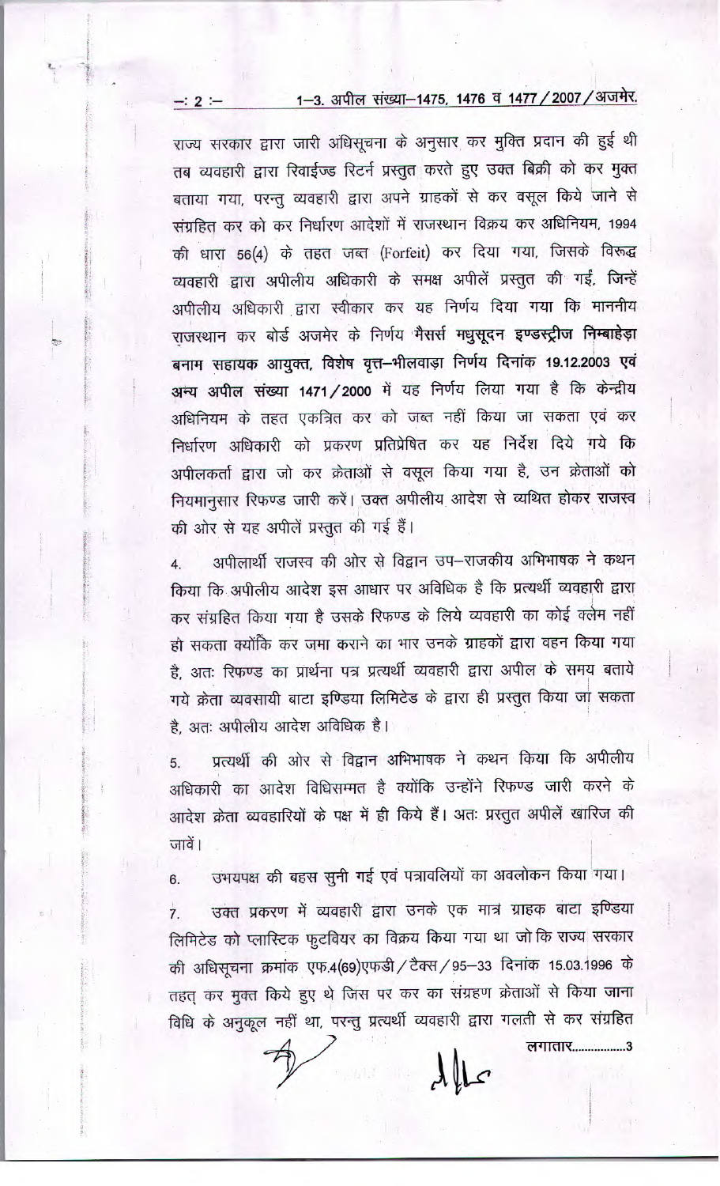राज्य सरकार द्वारा जारी अधिसूचना के अनुसार कर मुक्ति प्रदान की हुई थी तब व्यवहारी द्वारा रिवाईज्ड रिटर्न प्रस्तुत करते हुए उक्त बिक्री को कर मुक्त बताया गया, परन्तु व्यवहारी द्वारा अपने ग्राहकों से कर वसूल किये जाने से संग्रहित कर को कर निर्धारण आदेशों में राजस्थान विक्रय कर अधिनियम, 1994 की धारा 56(4) के तहत जब्त (Forfeit) कर दिया गया, जिसके विरूद्ध व्यवहारी द्वारा अपीलीय अधिकारी के समक्ष अपीलें प्रस्तुत की गईं, जिन्हें अपीलीय अधिकारी द्वारा स्वीकार कर यह निर्णय दिया गया कि माननीय राजस्थान कर बोर्ड अजमेर के निर्णय **मैसर्स मधुसूदन इण्डस्ट्रीज निम्बाहेड़ा बनाम सहायक आयुक्त, विशेष वृत्त–भीलवाड़ा निर्णय दिनांक 19.12.2003 एवं अन्य अपील संख्या 1471/2000** में यह निर्णय लिया गया है कि केन्द्रीय अधिनियम के तहत एकत्रित कर को जब्त नहीं किया जा सकता एवं कर निर्धारण अधिकारी को प्रकरण प्रतिप्रेषित कर यह निर्देश दिये गये कि अपीलकर्ता द्वारा जो कर क्रेताओं से वसूल किया गया है, उन क्रेताओं को नियमानुसार रिफण्ड जारी करें। उक्त अपीलीय आदेश से व्यथित होकर राजस्व की ओर से यह अपीलें प्रस्तुत की गई हैं।

4. अपीलार्थी राजस्व की ओर से विद्वान उप–राजकीय अभिभाषक ने कथन किया कि अपीलीय आदेश इस आधार पर अविधिक है कि प्रत्यर्थी व्यवहारी द्वारा कर संग्रहित किया गया है उसके रिफण्ड के लिये व्यवहारी का कोई क्लेम नहीं हो सकता क्योंकि कर जमा कराने का भार उनके ग्राहकों द्वारा वहन किया गया है, अतः रिफण्ड का प्रार्थना पत्र प्रत्यर्थी व्यवहारी द्वारा अपील के समय बताये गये क्रेता व्यवसायी बाटा इण्डिया लिमिटेड के द्वारा ही प्रस्तुत किया जा सकता है, अतः अपीलीय आदेश अविधिक है।

5. प्रत्यर्थी की ओर से विद्वान अभिभाषक ने कथन किया कि अपीलीय अधिकारी का आदेश विधिसम्मत है क्योंकि उन्होंने रिफण्ड जारी करने के आदेश क्रेता व्यवहारियों के पक्ष में ही किये हैं। अतः प्रस्तुत अपीलें खारिज की जावें।

6. उभयपक्ष की बहस सुनी गई एवं पत्रावलियों का अवलोकन किया गया।

7. उक्त प्रकरण में व्यवहारी द्वारा उनके एक मात्र ग्राहक बाटा इण्डिया लिमिटेड को प्लास्टिक फुटवियर का विक्रय किया गया था जो कि राज्य सरकार की अधिसूचना क्रमांक एफ.4(69)एफडी/टैक्स/95–33 दिनांक 15.03.1996 के तहत् कर मुक्त किये हुए थे जिस पर कर का संग्रहण क्रेताओं से किया जाना विधि के अनुकूल नहीं था, परन्तु प्रत्यर्थी व्यवहारी द्वारा गलती से कर संग्रहित

लगातार.................3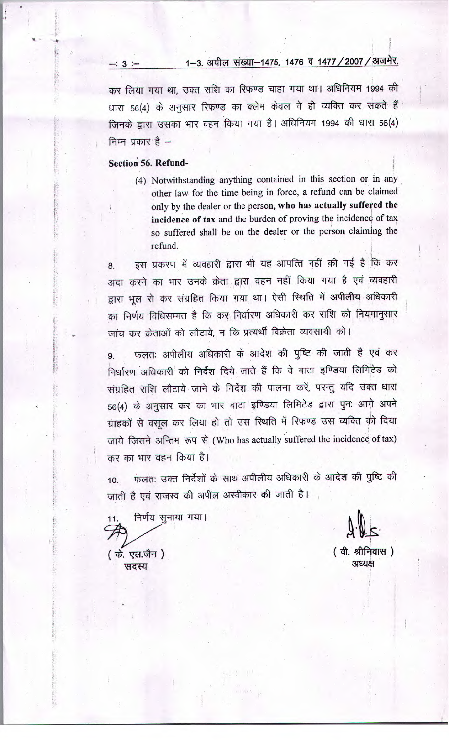कर लिया गया था, उक्त राशि का रिफण्ड चाहा गया था। अधिनियम 1994 की धारा 56(4) के अनुसार रिफण्ड का क्लेम केवल वे ही व्यक्ति कर सकते हैं जिनके द्वारा उसका भार वहन किया गया है। अधिनियम 1994 की धारा 56(4) निम्न प्रकार है –

**Section 56. Refund-**

> (4) Notwithstanding anything contained in this section or in any other law for the time being in force, a refund can be claimed only by the dealer or the person, **who has actually suffered the incidence of tax** and the burden of proving the incidence of tax so suffered shall be on the dealer or the person claiming the refund.

8. इस प्रकरण में व्यवहारी द्वारा भी यह आपत्ति नहीं की गई है कि कर अदा करने का भार उनके क्रेता द्वारा वहन नहीं किया गया है एवं व्यवहारी द्वारा भूल से कर संग्रहित किया गया था। ऐसी स्थिति में अपीलीय अधिकारी का निर्णय विधिसम्मत है कि कर निर्धारण अधिकारी कर राशि को नियमानुसार जांच कर क्रेताओं को लौटाये, न कि प्रत्यर्थी विक्रेता व्यवसायी को।

9. फलतः अपीलीय अधिकारी के आदेश की पुष्टि की जाती है एवं कर निर्धारण अधिकारी को निर्देश दिये जाते हैं कि वे बाटा इण्डिया लिमिटेड को संग्रहित राशि लौटाये जाने के निर्देश की पालना करें, परन्तु यदि उक्त धारा 56(4) के अनुसार कर का भार बाटा इण्डिया लिमिटेड द्वारा पुनः आगे अपने ग्राहकों से वसूल कर लिया हो तो उस स्थिति में रिफण्ड उस व्यक्ति को दिया जाये जिसने अन्तिम रूप से (Who has actually suffered the incidence of tax) कर का भार वहन किया है।

10. फलतः उक्त निर्देशों के साथ अपीलीय अधिकारी के आदेश की पुष्टि की जाती है एवं राजस्व की अपील अस्वीकार की जाती है।

11. निर्णय सुनाया गया।

( के. एल.जैन )
सदस्य

( वी. श्रीनिवास )
अध्यक्ष